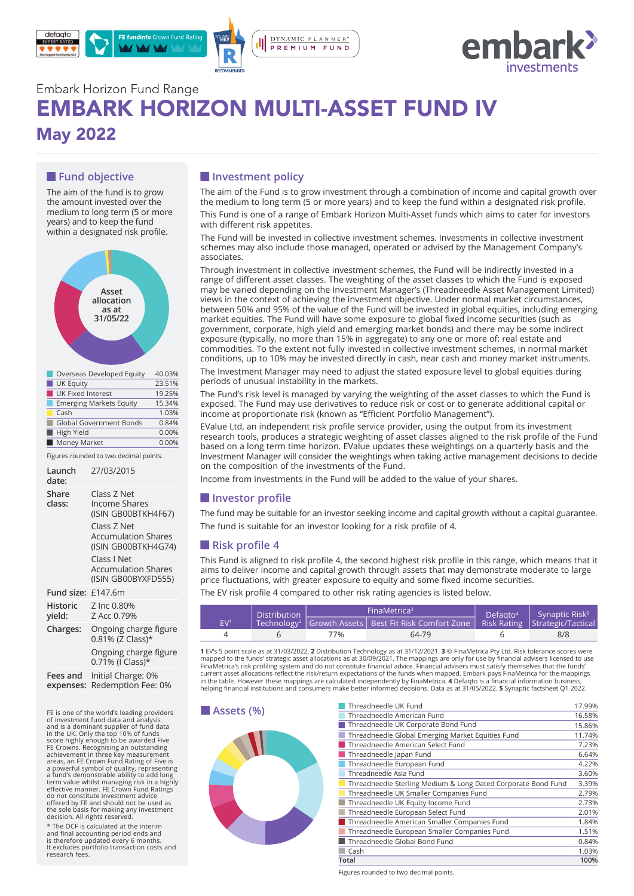Embark Horizon Fund Range

# EMBARK HORIZON MULTI-ASSET FUND IV

## May 2022

## Fund objective

The aim of the fund is to grow the amount invested over the medium to long term (5 or more years) and to keep the fund within a designated risk profile.

Asset allocation as at 31/05/22

| | |
|---|---|
| Overseas Developed Equity | 40.03% |
| UK Equity | 23.51% |
| UK Fixed Interest | 19.25% |
| Emerging Markets Equity | 15.34% |
| Cash | 1.03% |
| Global Government Bonds | 0.84% |
| High Yield | 0.00% |
| Money Market | 0.00% |

Figures rounded to two decimal points.

| | |
|---|---|
| **Launch date:** | 27/03/2015 |
| **Share class:** | Class Z Net Income Shares (ISIN GB00BTKH4F67)<br>Class Z Net Accumulation Shares (ISIN GB00BTKH4G74)<br>Class I Net Accumulation Shares (ISIN GB00BYXFD555) |
| **Fund size:** | £147.6m |
| **Historic yield:** | Z Inc 0.80%<br>Z Acc 0.79% |
| **Charges:** | Ongoing charge figure 0.81% (Z Class)*<br>Ongoing charge figure 0.71% (I Class)* |
| **Fees and expenses:** | Initial Charge: 0%<br>Redemption Fee: 0% |

FE is one of the world's leading providers of investment fund data and analysis and is a dominant supplier of fund data in the UK. Only the top 10% of funds score highly enough to be awarded Five FE Crowns. Recognising an outstanding achievement in three key measurement areas, an FE Crown Fund Rating of Five is a powerful symbol of quality, representing a fund's demonstrable ability to add long term value whilst managing risk in a highly effective manner. FE Crown Fund Ratings do not constitute investment advice offered by FE and should not be used as the sole basis for making any investment decision. All rights reserved.

* The OCF is calculated at the interim and final accounting period ends and is therefore updated every 6 months. It excludes portfolio transaction costs and research fees.

## Investment policy

The aim of the Fund is to grow investment through a combination of income and capital growth over the medium to long term (5 or more years) and to keep the fund within a designated risk profile.

This Fund is one of a range of Embark Horizon Multi-Asset funds which aims to cater for investors with different risk appetites.

The Fund will be invested in collective investment schemes. Investments in collective investment schemes may also include those managed, operated or advised by the Management Company's associates.

Through investment in collective investment schemes, the Fund will be indirectly invested in a range of different asset classes. The weighting of the asset classes to which the Fund is exposed may be varied depending on the Investment Manager's (Threadneedle Asset Management Limited) views in the context of achieving the investment objective. Under normal market circumstances, between 50% and 95% of the value of the Fund will be invested in global equities, including emerging market equities. The Fund will have some exposure to global fixed income securities (such as government, corporate, high yield and emerging market bonds) and there may be some indirect exposure (typically, no more than 15% in aggregate) to any one or more of: real estate and commodities. To the extent not fully invested in collective investment schemes, in normal market conditions, up to 10% may be invested directly in cash, near cash and money market instruments.

The Investment Manager may need to adjust the stated exposure level to global equities during periods of unusual instability in the markets.

The Fund's risk level is managed by varying the weighting of the asset classes to which the Fund is exposed. The Fund may use derivatives to reduce risk or cost or to generate additional capital or income at proportionate risk (known as "Efficient Portfolio Management").

EValue Ltd, an independent risk profile service provider, using the output from its investment research tools, produces a strategic weighting of asset classes aligned to the risk profile of the Fund based on a long term time horizon. EValue updates these weightings on a quarterly basis and the Investment Manager will consider the weightings when taking active management decisions to decide on the composition of the investments of the Fund.

Income from investments in the Fund will be added to the value of your shares.

## Investor profile

The fund may be suitable for an investor seeking income and capital growth without a capital guarantee.

The fund is suitable for an investor looking for a risk profile of 4.

## Risk profile 4

This Fund is aligned to risk profile 4, the second highest risk profile in this range, which means that it aims to deliver income and capital growth through assets that may demonstrate moderate to large price fluctuations, with greater exposure to equity and some fixed income securities.

The EV risk profile 4 compared to other risk rating agencies is listed below.

| EV[1] | Distribution Technology[2] | FinaMetrica[3] | | Defaqto[4] Risk Rating | Synaptic Risk[5] Strategic/Tactical |
|---|---|---|---|---|---|
| | | Growth Assets | Best Fit Risk Comfort Zone | | |
| 4 | 6 | 77% | 64-79 | 6 | 8/8 |

**1** EV's 5 point scale as at 31/03/2022. **2** Distribution Technology as at 31/12/2021. **3** © FinaMetrica Pty Ltd. Risk tolerance scores were mapped to the funds' strategic asset allocations as at 30/09/2021. The mappings are only for use by financial advisers licensed to use FinaMetrica's risk profiling system and do not constitute financial advice. Financial advisers must satisfy themselves that the funds' current asset allocations reflect the risk/return expectations of the funds when mapped. Embark pays FinaMetrica for the mappings in the table. However these mappings are calculated independently by FinaMetrica. **4** Defaqto is a financial information business, helping financial institutions and consumers make better informed decisions. Data as at 31/05/2022. **5** Synaptic factsheet Q1 2022.

## Assets (%)

| | |
|---|---|
| Threadneedle UK Fund | 17.99% |
| Threadneedle American Fund | 16.58% |
| Threadneedle UK Corporate Bond Fund | 15.86% |
| Threadneedle Global Emerging Market Equities Fund | 11.74% |
| Threadneedle American Select Fund | 7.23% |
| Threadneedle Japan Fund | 6.64% |
| Threadneedle European Fund | 4.22% |
| Threadneedle Asia Fund | 3.60% |
| Threadneedle Sterling Medium & Long Dated Corporate Bond Fund | 3.39% |
| Threadneedle UK Smaller Companies Fund | 2.79% |
| Threadneedle UK Equity Income Fund | 2.73% |
| Threadneedle European Select Fund | 2.01% |
| Threadneedle American Smaller Companies Fund | 1.84% |
| Threadneedle European Smaller Companies Fund | 1.51% |
| Threadneedle Global Bond Fund | 0.84% |
| Cash | 1.03% |
| **Total** | **100%** |

Figures rounded to two decimal points.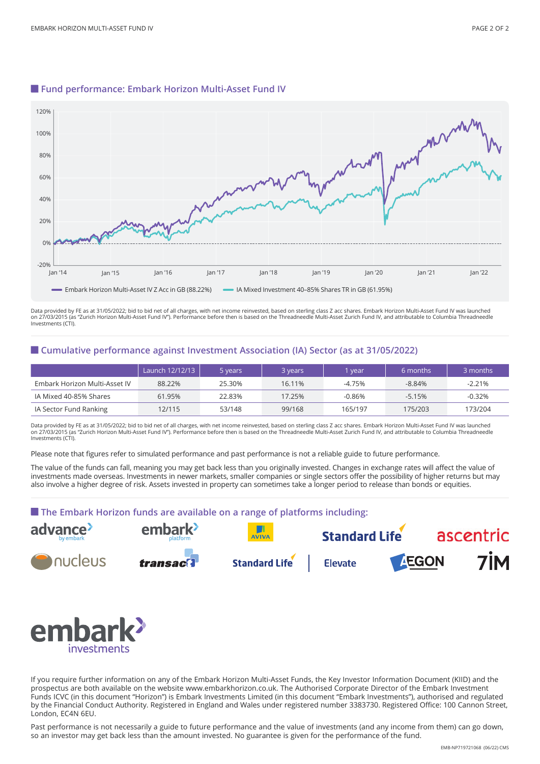## Fund performance: Embark Horizon Multi-Asset Fund IV

120%
100%
80%
60%
40%
20%
0%
-20%

Jan '14 Jan '15 Jan '16 Jan '17 Jan '18 Jan '19 Jan '20 Jan '21 Jan '22

Embark Horizon Multi-Asset IV Z Acc in GB (88.22%)
IA Mixed Investment 40–85% Shares TR in GB (61.95%)

Data provided by FE as at 31/05/2022; bid to bid net of all charges, with net income reinvested, based on sterling class Z acc shares. Embark Horizon Multi-Asset Fund IV was launched on 27/03/2015 (as "Zurich Horizon Multi-Asset Fund IV"). Performance before then is based on the Threadneedle Multi-Asset Zurich Fund IV, and attributable to Columbia Threadneedle Investments (CTI).

## Cumulative performance against Investment Association (IA) Sector (as at 31/05/2022)

| | Launch 12/12/13 | 5 years | 3 years | 1 year | 6 months | 3 months |
|---|---|---|---|---|---|---|
| Embark Horizon Multi-Asset IV | 88.22% | 25.30% | 16.11% | -4.75% | -8.84% | -2.21% |
| IA Mixed 40-85% Shares | 61.95% | 22.83% | 17.25% | -0.86% | -5.15% | -0.32% |
| IA Sector Fund Ranking | 12/115 | 53/148 | 99/168 | 165/197 | 175/203 | 173/204 |

Data provided by FE as at 31/05/2022; bid to bid net of all charges, with net income reinvested, based on sterling class Z acc shares. Embark Horizon Multi-Asset Fund IV was launched on 27/03/2015 (as "Zurich Horizon Multi-Asset Fund IV"). Performance before then is based on the Threadneedle Multi-Asset Zurich Fund IV, and attributable to Columbia Threadneedle Investments (CTI).

Please note that figures refer to simulated performance and past performance is not a reliable guide to future performance.

The value of the funds can fall, meaning you may get back less than you originally invested. Changes in exchange rates will affect the value of investments made overseas. Investments in newer markets, smaller companies or single sectors offer the possibility of higher returns but may also involve a higher degree of risk. Assets invested in property can sometimes take a longer period to release than bonds or equities.

## The Embark Horizon funds are available on a range of platforms including:

advance by embark, embark platform, AVIVA, Standard Life, ascentric, nucleus, transact, Standard Life | Elevate, AEGON, 7IM

embark investments

If you require further information on any of the Embark Horizon Multi-Asset Funds, the Key Investor Information Document (KIID) and the prospectus are both available on the website www.embarkhorizon.co.uk. The Authorised Corporate Director of the Embark Investment Funds ICVC (in this document "Horizon") is Embark Investments Limited (in this document "Embark Investments"), authorised and regulated by the Financial Conduct Authority. Registered in England and Wales under registered number 3383730. Registered Office: 100 Cannon Street, London, EC4N 6EU.

Past performance is not necessarily a guide to future performance and the value of investments (and any income from them) can go down, so an investor may get back less than the amount invested. No guarantee is given for the performance of the fund.

EMB-NP719721068 (06/22) CMS